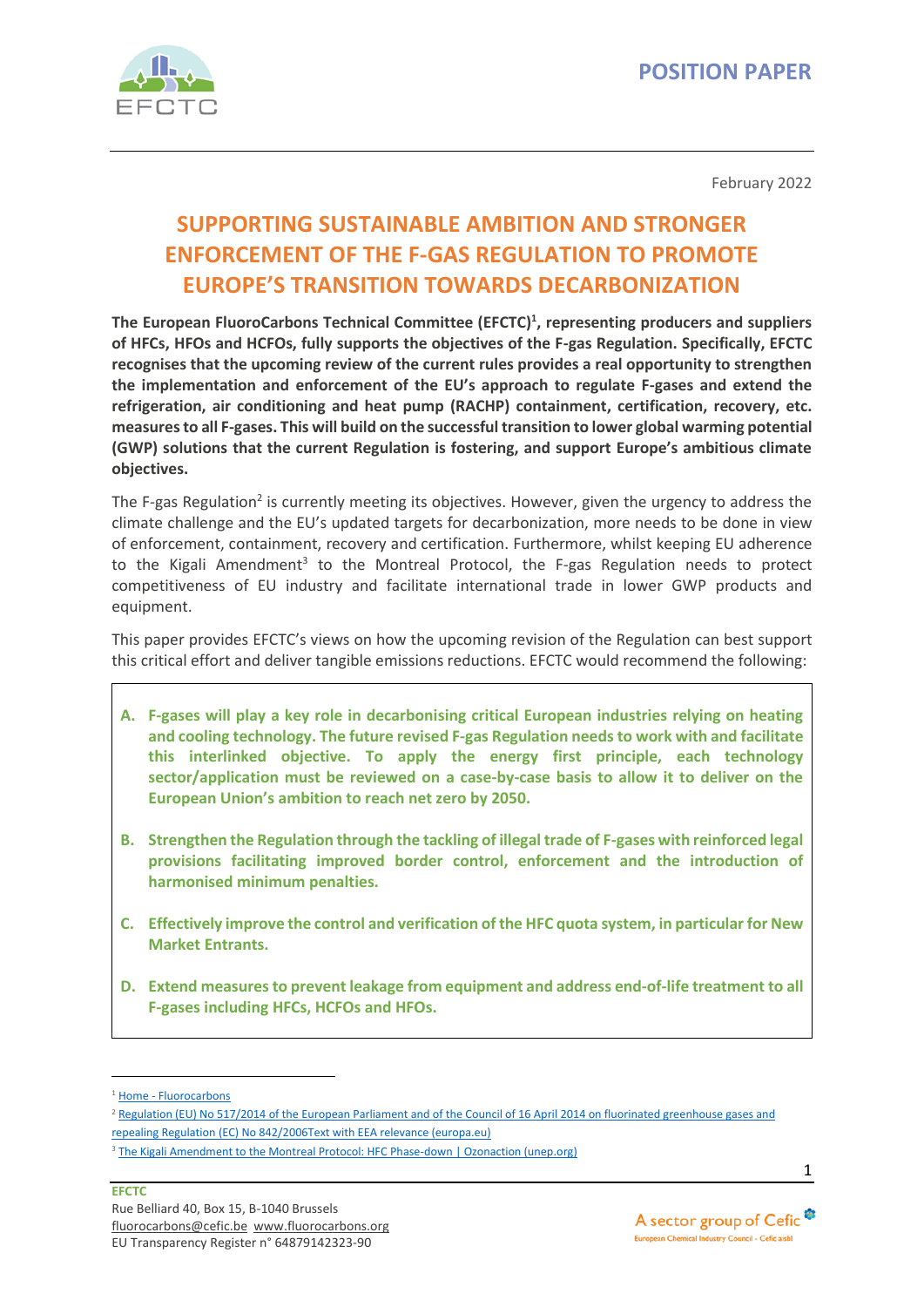POSITION PAPER

February 2022

# SUPPORTING SUSTAINABLE AMBITION AND STRONGER ENFORCEMENT OF THE F-GAS REGULATION TO PROMOTE EUROPE'S TRANSITION TOWARDS DECARBONIZATION

**The European FluoroCarbons Technical Committee (EFCTC)[1], representing producers and suppliers of HFCs, HFOs and HCFOs, fully supports the objectives of the F-gas Regulation. Specifically, EFCTC recognises that the upcoming review of the current rules provides a real opportunity to strengthen the implementation and enforcement of the EU's approach to regulate F-gases and extend the refrigeration, air conditioning and heat pump (RACHP) containment, certification, recovery, etc. measures to all F-gases. This will build on the successful transition to lower global warming potential (GWP) solutions that the current Regulation is fostering, and support Europe's ambitious climate objectives.**

The F-gas Regulation[2] is currently meeting its objectives. However, given the urgency to address the climate challenge and the EU's updated targets for decarbonization, more needs to be done in view of enforcement, containment, recovery and certification. Furthermore, whilst keeping EU adherence to the Kigali Amendment[3] to the Montreal Protocol, the F-gas Regulation needs to protect competitiveness of EU industry and facilitate international trade in lower GWP products and equipment.

This paper provides EFCTC's views on how the upcoming revision of the Regulation can best support this critical effort and deliver tangible emissions reductions. EFCTC would recommend the following:

A. **F-gases will play a key role in decarbonising critical European industries relying on heating and cooling technology. The future revised F-gas Regulation needs to work with and facilitate this interlinked objective. To apply the energy first principle, each technology sector/application must be reviewed on a case-by-case basis to allow it to deliver on the European Union's ambition to reach net zero by 2050.**

B. **Strengthen the Regulation through the tackling of illegal trade of F-gases with reinforced legal provisions facilitating improved border control, enforcement and the introduction of harmonised minimum penalties.**

C. **Effectively improve the control and verification of the HFC quota system, in particular for New Market Entrants.**

D. **Extend measures to prevent leakage from equipment and address end-of-life treatment to all F-gases including HFCs, HCFOs and HFOs.**

---

[1] Home - Fluorocarbons

[2] Regulation (EU) No 517/2014 of the European Parliament and of the Council of 16 April 2014 on fluorinated greenhouse gases and repealing Regulation (EC) No 842/2006Text with EEA relevance (europa.eu)

[3] The Kigali Amendment to the Montreal Protocol: HFC Phase-down | Ozonaction (unep.org)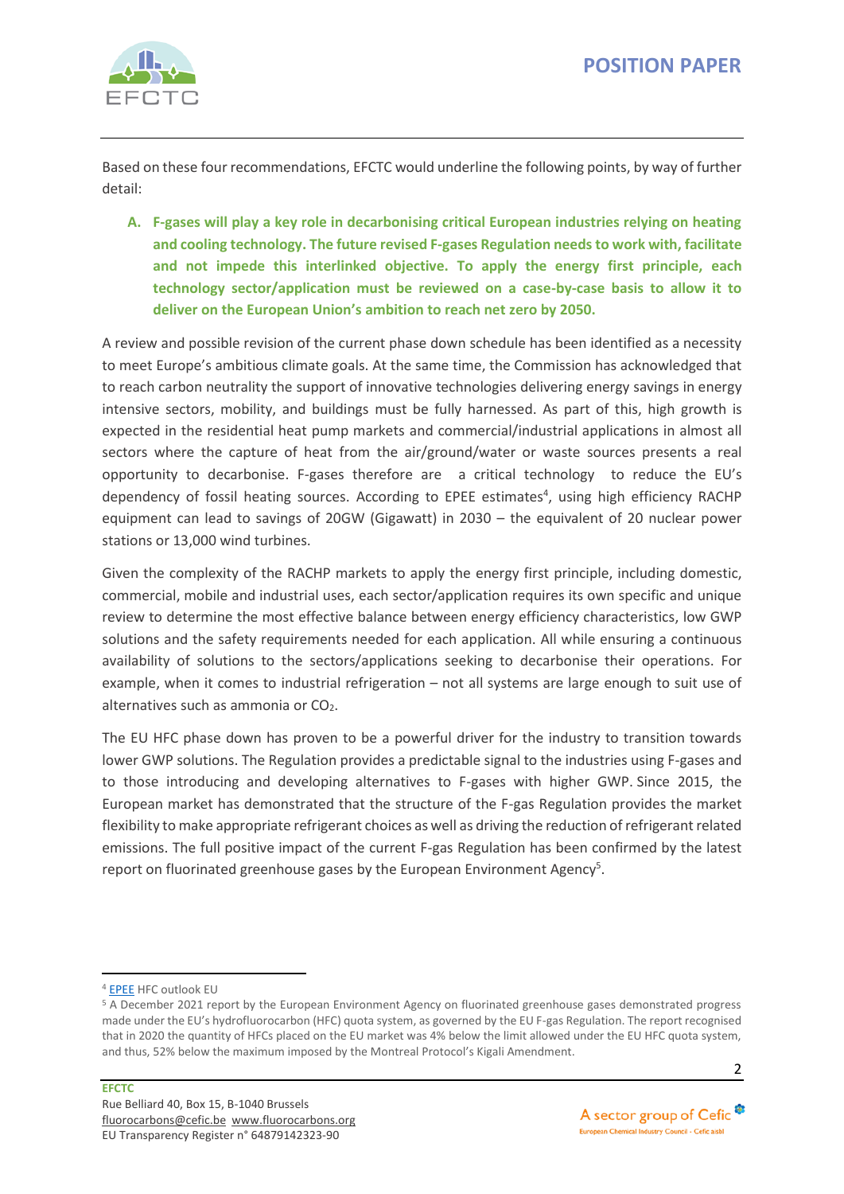Based on these four recommendations, EFCTC would underline the following points, by way of further detail:

**A. F-gases will play a key role in decarbonising critical European industries relying on heating and cooling technology. The future revised F-gases Regulation needs to work with, facilitate and not impede this interlinked objective. To apply the energy first principle, each technology sector/application must be reviewed on a case-by-case basis to allow it to deliver on the European Union's ambition to reach net zero by 2050.**

A review and possible revision of the current phase down schedule has been identified as a necessity to meet Europe's ambitious climate goals. At the same time, the Commission has acknowledged that to reach carbon neutrality the support of innovative technologies delivering energy savings in energy intensive sectors, mobility, and buildings must be fully harnessed. As part of this, high growth is expected in the residential heat pump markets and commercial/industrial applications in almost all sectors where the capture of heat from the air/ground/water or waste sources presents a real opportunity to decarbonise. F-gases therefore are a critical technology to reduce the EU's dependency of fossil heating sources. According to EPEE estimates[4], using high efficiency RACHP equipment can lead to savings of 20GW (Gigawatt) in 2030 – the equivalent of 20 nuclear power stations or 13,000 wind turbines.

Given the complexity of the RACHP markets to apply the energy first principle, including domestic, commercial, mobile and industrial uses, each sector/application requires its own specific and unique review to determine the most effective balance between energy efficiency characteristics, low GWP solutions and the safety requirements needed for each application. All while ensuring a continuous availability of solutions to the sectors/applications seeking to decarbonise their operations. For example, when it comes to industrial refrigeration – not all systems are large enough to suit use of alternatives such as ammonia or $CO_2$.

The EU HFC phase down has proven to be a powerful driver for the industry to transition towards lower GWP solutions. The Regulation provides a predictable signal to the industries using F-gases and to those introducing and developing alternatives to F-gases with higher GWP. Since 2015, the European market has demonstrated that the structure of the F-gas Regulation provides the market flexibility to make appropriate refrigerant choices as well as driving the reduction of refrigerant related emissions. The full positive impact of the current F-gas Regulation has been confirmed by the latest report on fluorinated greenhouse gases by the European Environment Agency[5].

---

[4] EPEE HFC outlook EU

[5] A December 2021 report by the European Environment Agency on fluorinated greenhouse gases demonstrated progress made under the EU's hydrofluorocarbon (HFC) quota system, as governed by the EU F-gas Regulation. The report recognised that in 2020 the quantity of HFCs placed on the EU market was 4% below the limit allowed under the EU HFC quota system, and thus, 52% below the maximum imposed by the Montreal Protocol's Kigali Amendment.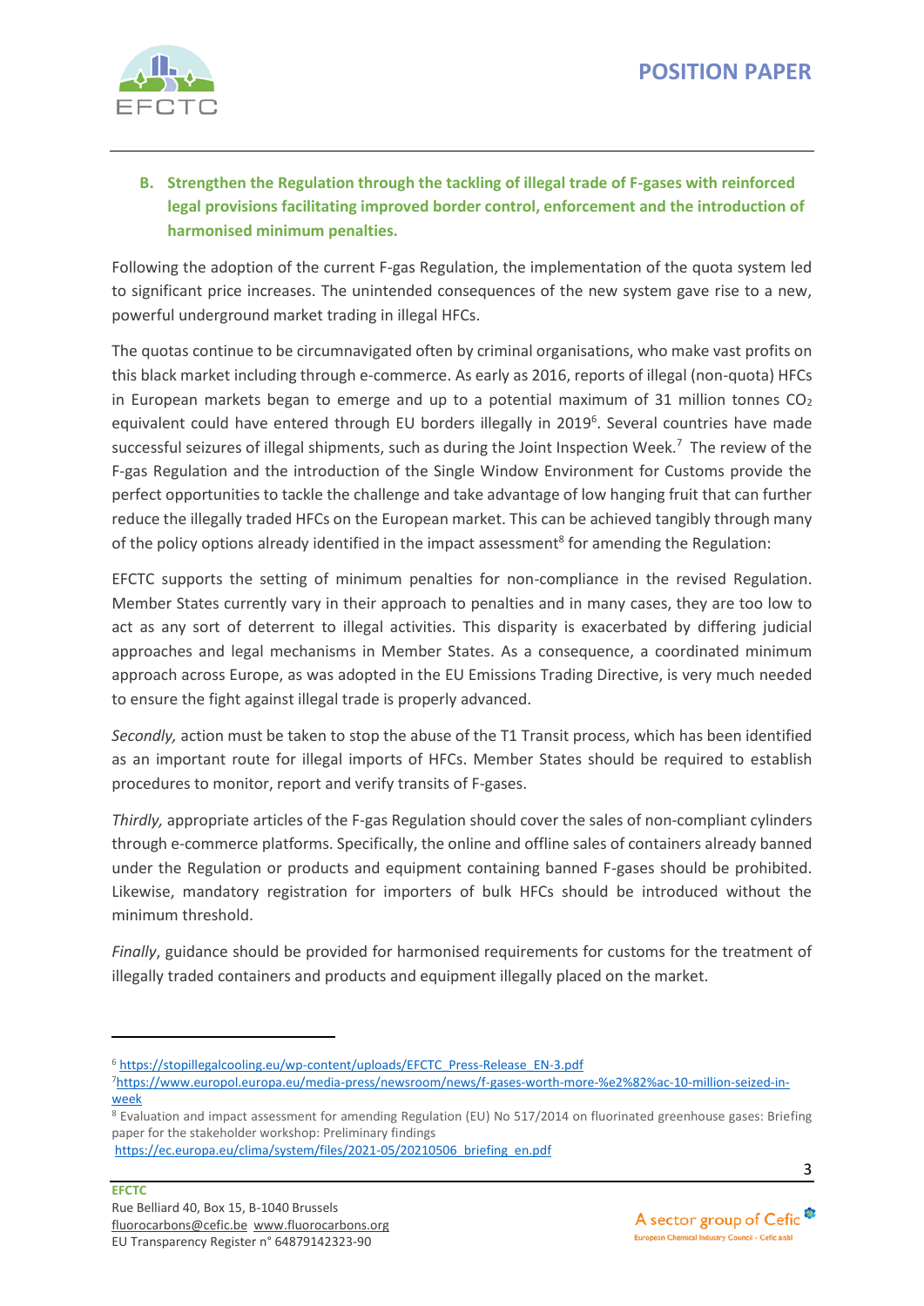### B. Strengthen the Regulation through the tackling of illegal trade of F-gases with reinforced legal provisions facilitating improved border control, enforcement and the introduction of harmonised minimum penalties.

Following the adoption of the current F-gas Regulation, the implementation of the quota system led to significant price increases. The unintended consequences of the new system gave rise to a new, powerful underground market trading in illegal HFCs.

The quotas continue to be circumnavigated often by criminal organisations, who make vast profits on this black market including through e-commerce. As early as 2016, reports of illegal (non-quota) HFCs in European markets began to emerge and up to a potential maximum of 31 million tonnes $CO_2$ equivalent could have entered through EU borders illegally in 2019[6]. Several countries have made successful seizures of illegal shipments, such as during the Joint Inspection Week.[7] The review of the F-gas Regulation and the introduction of the Single Window Environment for Customs provide the perfect opportunities to tackle the challenge and take advantage of low hanging fruit that can further reduce the illegally traded HFCs on the European market. This can be achieved tangibly through many of the policy options already identified in the impact assessment[8] for amending the Regulation:

EFCTC supports the setting of minimum penalties for non-compliance in the revised Regulation. Member States currently vary in their approach to penalties and in many cases, they are too low to act as any sort of deterrent to illegal activities. This disparity is exacerbated by differing judicial approaches and legal mechanisms in Member States. As a consequence, a coordinated minimum approach across Europe, as was adopted in the EU Emissions Trading Directive, is very much needed to ensure the fight against illegal trade is properly advanced.

*Secondly,* action must be taken to stop the abuse of the T1 Transit process, which has been identified as an important route for illegal imports of HFCs. Member States should be required to establish procedures to monitor, report and verify transits of F-gases.

*Thirdly,* appropriate articles of the F-gas Regulation should cover the sales of non-compliant cylinders through e-commerce platforms. Specifically, the online and offline sales of containers already banned under the Regulation or products and equipment containing banned F-gases should be prohibited. Likewise, mandatory registration for importers of bulk HFCs should be introduced without the minimum threshold.

*Finally*, guidance should be provided for harmonised requirements for customs for the treatment of illegally traded containers and products and equipment illegally placed on the market.

---

[6] https://stopillegalcooling.eu/wp-content/uploads/EFCTC_Press-Release_EN-3.pdf

[7] https://www.europol.europa.eu/media-press/newsroom/news/f-gases-worth-more-%e2%82%ac-10-million-seized-in-week

[8] Evaluation and impact assessment for amending Regulation (EU) No 517/2014 on fluorinated greenhouse gases: Briefing paper for the stakeholder workshop: Preliminary findings https://ec.europa.eu/clima/system/files/2021-05/20210506_briefing_en.pdf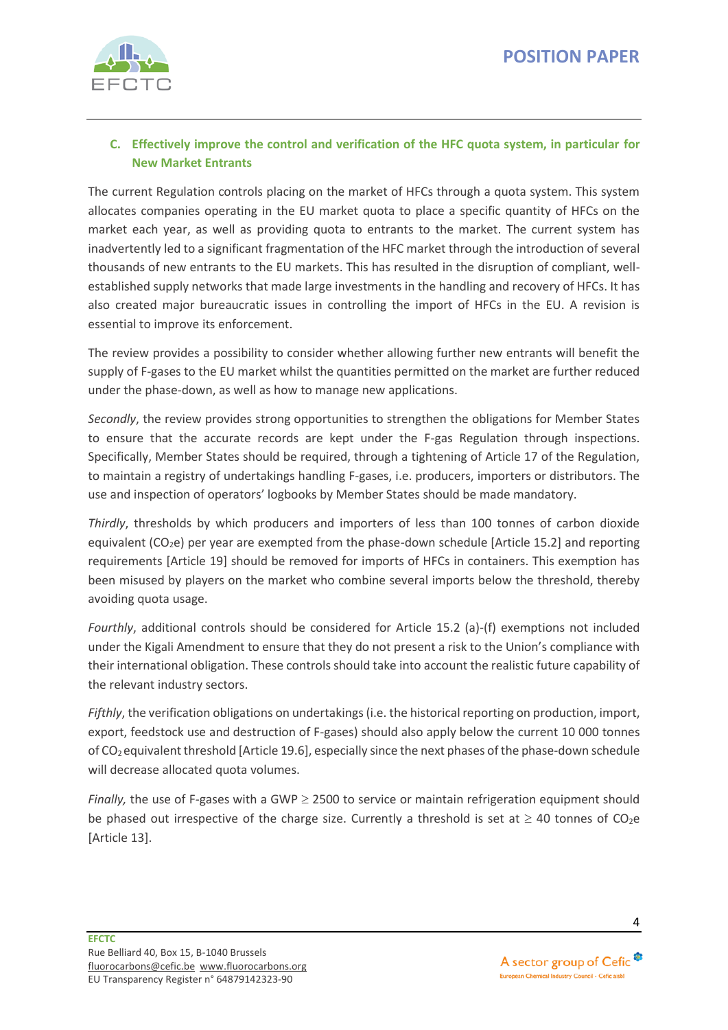## C. Effectively improve the control and verification of the HFC quota system, in particular for New Market Entrants

The current Regulation controls placing on the market of HFCs through a quota system. This system allocates companies operating in the EU market quota to place a specific quantity of HFCs on the market each year, as well as providing quota to entrants to the market. The current system has inadvertently led to a significant fragmentation of the HFC market through the introduction of several thousands of new entrants to the EU markets. This has resulted in the disruption of compliant, well-established supply networks that made large investments in the handling and recovery of HFCs. It has also created major bureaucratic issues in controlling the import of HFCs in the EU. A revision is essential to improve its enforcement.

The review provides a possibility to consider whether allowing further new entrants will benefit the supply of F-gases to the EU market whilst the quantities permitted on the market are further reduced under the phase-down, as well as how to manage new applications.

*Secondly*, the review provides strong opportunities to strengthen the obligations for Member States to ensure that the accurate records are kept under the F-gas Regulation through inspections. Specifically, Member States should be required, through a tightening of Article 17 of the Regulation, to maintain a registry of undertakings handling F-gases, i.e. producers, importers or distributors. The use and inspection of operators' logbooks by Member States should be made mandatory.

*Thirdly*, thresholds by which producers and importers of less than 100 tonnes of carbon dioxide equivalent ($CO_2e$) per year are exempted from the phase-down schedule [Article 15.2] and reporting requirements [Article 19] should be removed for imports of HFCs in containers. This exemption has been misused by players on the market who combine several imports below the threshold, thereby avoiding quota usage.

*Fourthly*, additional controls should be considered for Article 15.2 (a)-(f) exemptions not included under the Kigali Amendment to ensure that they do not present a risk to the Union's compliance with their international obligation. These controls should take into account the realistic future capability of the relevant industry sectors.

*Fifthly*, the verification obligations on undertakings (i.e. the historical reporting on production, import, export, feedstock use and destruction of F-gases) should also apply below the current 10 000 tonnes of $CO_2$ equivalent threshold [Article 19.6], especially since the next phases of the phase-down schedule will decrease allocated quota volumes.

*Finally,* the use of F-gases with a GWP $\geq$ 2500 to service or maintain refrigeration equipment should be phased out irrespective of the charge size. Currently a threshold is set at $\geq$ 40 tonnes of $CO_2e$ [Article 13].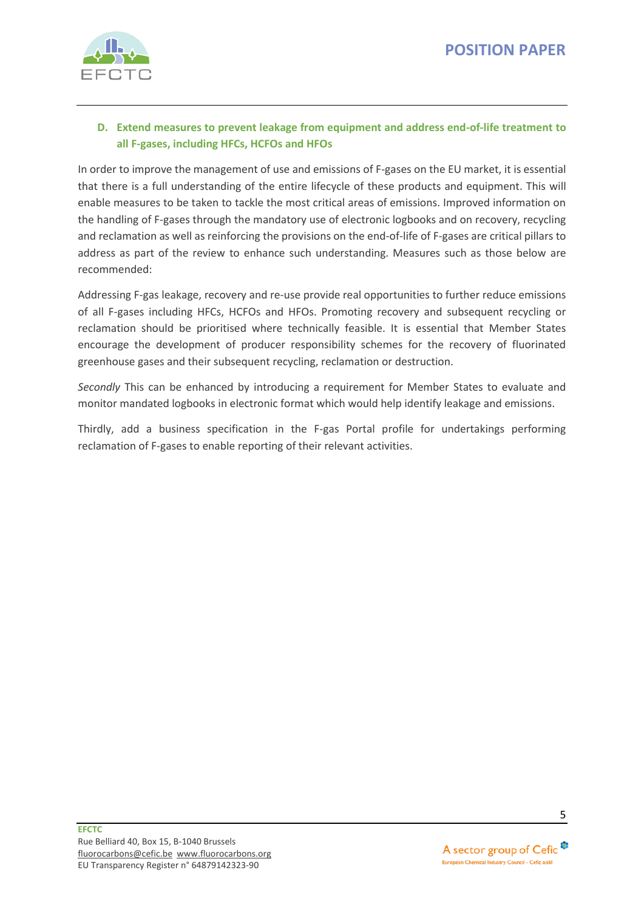**D. Extend measures to prevent leakage from equipment and address end-of-life treatment to all F-gases, including HFCs, HCFOs and HFOs**

In order to improve the management of use and emissions of F-gases on the EU market, it is essential that there is a full understanding of the entire lifecycle of these products and equipment. This will enable measures to be taken to tackle the most critical areas of emissions. Improved information on the handling of F-gases through the mandatory use of electronic logbooks and on recovery, recycling and reclamation as well as reinforcing the provisions on the end-of-life of F-gases are critical pillars to address as part of the review to enhance such understanding. Measures such as those below are recommended:

Addressing F-gas leakage, recovery and re-use provide real opportunities to further reduce emissions of all F-gases including HFCs, HCFOs and HFOs. Promoting recovery and subsequent recycling or reclamation should be prioritised where technically feasible. It is essential that Member States encourage the development of producer responsibility schemes for the recovery of fluorinated greenhouse gases and their subsequent recycling, reclamation or destruction.

*Secondly* This can be enhanced by introducing a requirement for Member States to evaluate and monitor mandated logbooks in electronic format which would help identify leakage and emissions.

Thirdly, add a business specification in the F-gas Portal profile for undertakings performing reclamation of F-gases to enable reporting of their relevant activities.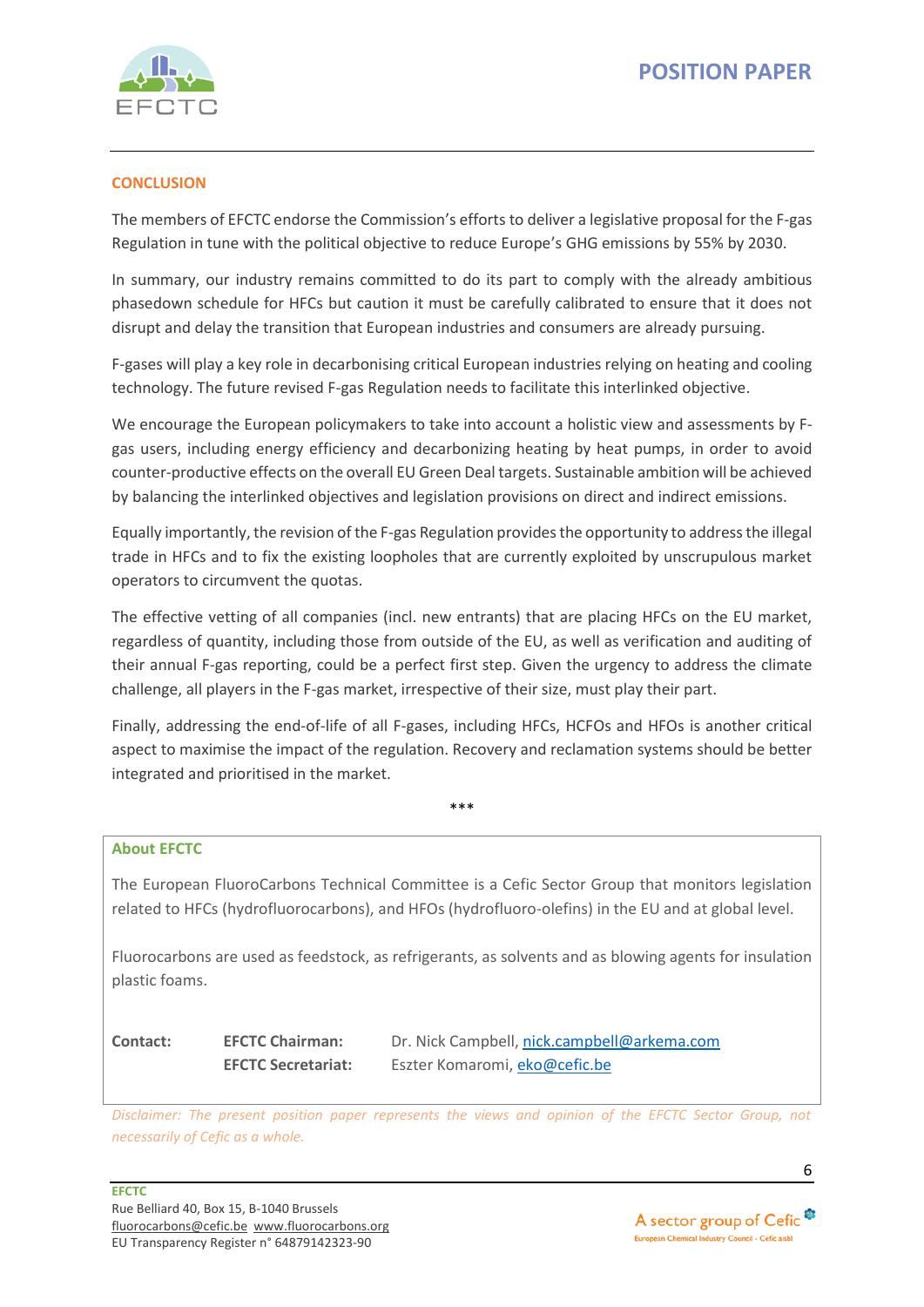## CONCLUSION

The members of EFCTC endorse the Commission's efforts to deliver a legislative proposal for the F-gas Regulation in tune with the political objective to reduce Europe's GHG emissions by 55% by 2030.

In summary, our industry remains committed to do its part to comply with the already ambitious phasedown schedule for HFCs but caution it must be carefully calibrated to ensure that it does not disrupt and delay the transition that European industries and consumers are already pursuing.

F-gases will play a key role in decarbonising critical European industries relying on heating and cooling technology. The future revised F-gas Regulation needs to facilitate this interlinked objective.

We encourage the European policymakers to take into account a holistic view and assessments by F-gas users, including energy efficiency and decarbonizing heating by heat pumps, in order to avoid counter-productive effects on the overall EU Green Deal targets. Sustainable ambition will be achieved by balancing the interlinked objectives and legislation provisions on direct and indirect emissions.

Equally importantly, the revision of the F-gas Regulation provides the opportunity to address the illegal trade in HFCs and to fix the existing loopholes that are currently exploited by unscrupulous market operators to circumvent the quotas.

The effective vetting of all companies (incl. new entrants) that are placing HFCs on the EU market, regardless of quantity, including those from outside of the EU, as well as verification and auditing of their annual F-gas reporting, could be a perfect first step. Given the urgency to address the climate challenge, all players in the F-gas market, irrespective of their size, must play their part.

Finally, addressing the end-of-life of all F-gases, including HFCs, HCFOs and HFOs is another critical aspect to maximise the impact of the regulation. Recovery and reclamation systems should be better integrated and prioritised in the market.

***

### About EFCTC

The European FluoroCarbons Technical Committee is a Cefic Sector Group that monitors legislation related to HFCs (hydrofluorocarbons), and HFOs (hydrofluoro-olefins) in the EU and at global level.

Fluorocarbons are used as feedstock, as refrigerants, as solvents and as blowing agents for insulation plastic foams.

| **Contact:** | **EFCTC Chairman:** | Dr. Nick Campbell, nick.campbell@arkema.com |
|---|---|---|
| | **EFCTC Secretariat:** | Eszter Komaromi, eko@cefic.be |

*Disclaimer: The present position paper represents the views and opinion of the EFCTC Sector Group, not necessarily of Cefic as a whole.*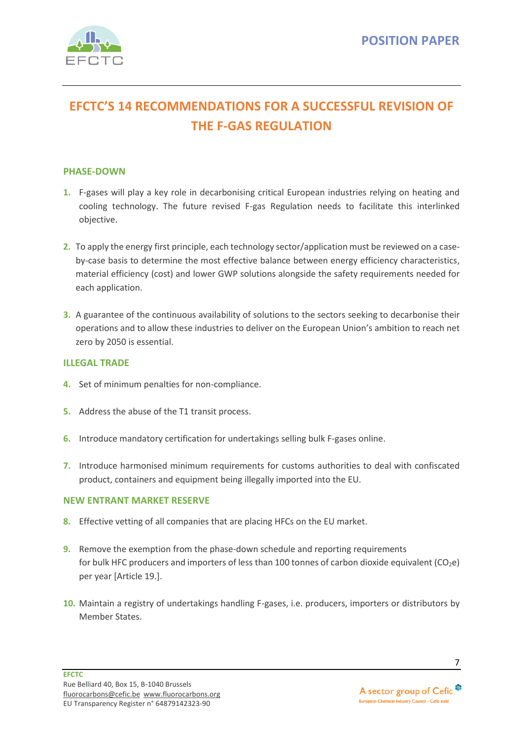POSITION PAPER

# EFCTC'S 14 RECOMMENDATIONS FOR A SUCCESSFUL REVISION OF THE F-GAS REGULATION

## PHASE-DOWN

1. F-gases will play a key role in decarbonising critical European industries relying on heating and cooling technology. The future revised F-gas Regulation needs to facilitate this interlinked objective.

2. To apply the energy first principle, each technology sector/application must be reviewed on a case-by-case basis to determine the most effective balance between energy efficiency characteristics, material efficiency (cost) and lower GWP solutions alongside the safety requirements needed for each application.

3. A guarantee of the continuous availability of solutions to the sectors seeking to decarbonise their operations and to allow these industries to deliver on the European Union's ambition to reach net zero by 2050 is essential.

## ILLEGAL TRADE

4. Set of minimum penalties for non-compliance.

5. Address the abuse of the T1 transit process.

6. Introduce mandatory certification for undertakings selling bulk F-gases online.

7. Introduce harmonised minimum requirements for customs authorities to deal with confiscated product, containers and equipment being illegally imported into the EU.

## NEW ENTRANT MARKET RESERVE

8. Effective vetting of all companies that are placing HFCs on the EU market.

9. Remove the exemption from the phase-down schedule and reporting requirements for bulk HFC producers and importers of less than 100 tonnes of carbon dioxide equivalent ($CO_2e$) per year [Article 19.].

10. Maintain a registry of undertakings handling F-gases, i.e. producers, importers or distributors by Member States.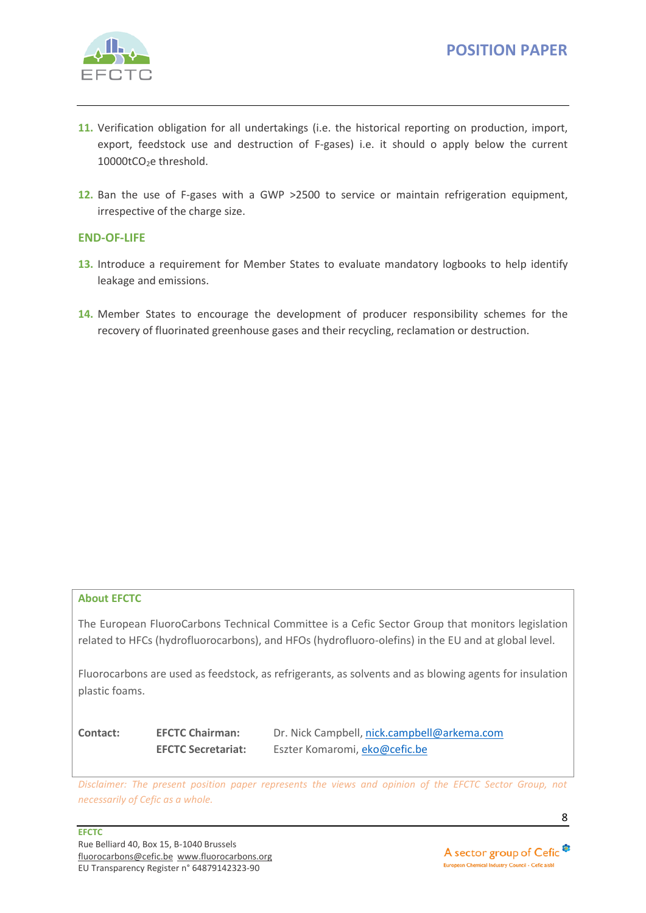11. Verification obligation for all undertakings (i.e. the historical reporting on production, import, export, feedstock use and destruction of F-gases) i.e. it should o apply below the current 10000t$CO_2$e threshold.

12. Ban the use of F-gases with a GWP >2500 to service or maintain refrigeration equipment, irrespective of the charge size.

## END-OF-LIFE

13. Introduce a requirement for Member States to evaluate mandatory logbooks to help identify leakage and emissions.

14. Member States to encourage the development of producer responsibility schemes for the recovery of fluorinated greenhouse gases and their recycling, reclamation or destruction.

### About EFCTC

The European FluoroCarbons Technical Committee is a Cefic Sector Group that monitors legislation related to HFCs (hydrofluorocarbons), and HFOs (hydrofluoro-olefins) in the EU and at global level.

Fluorocarbons are used as feedstock, as refrigerants, as solvents and as blowing agents for insulation plastic foams.

| | | |
|---|---|---|
| **Contact:** | **EFCTC Chairman:** | Dr. Nick Campbell, nick.campbell@arkema.com |
| | **EFCTC Secretariat:** | Eszter Komaromi, eko@cefic.be |

*Disclaimer: The present position paper represents the views and opinion of the EFCTC Sector Group, not necessarily of Cefic as a whole.*

**EFCTC**
Rue Belliard 40, Box 15, B-1040 Brussels
fluorocarbons@cefic.be www.fluorocarbons.org
EU Transparency Register n° 64879142323-90

A sector group of Cefic
European Chemical Industry Council - Cefic aisbl